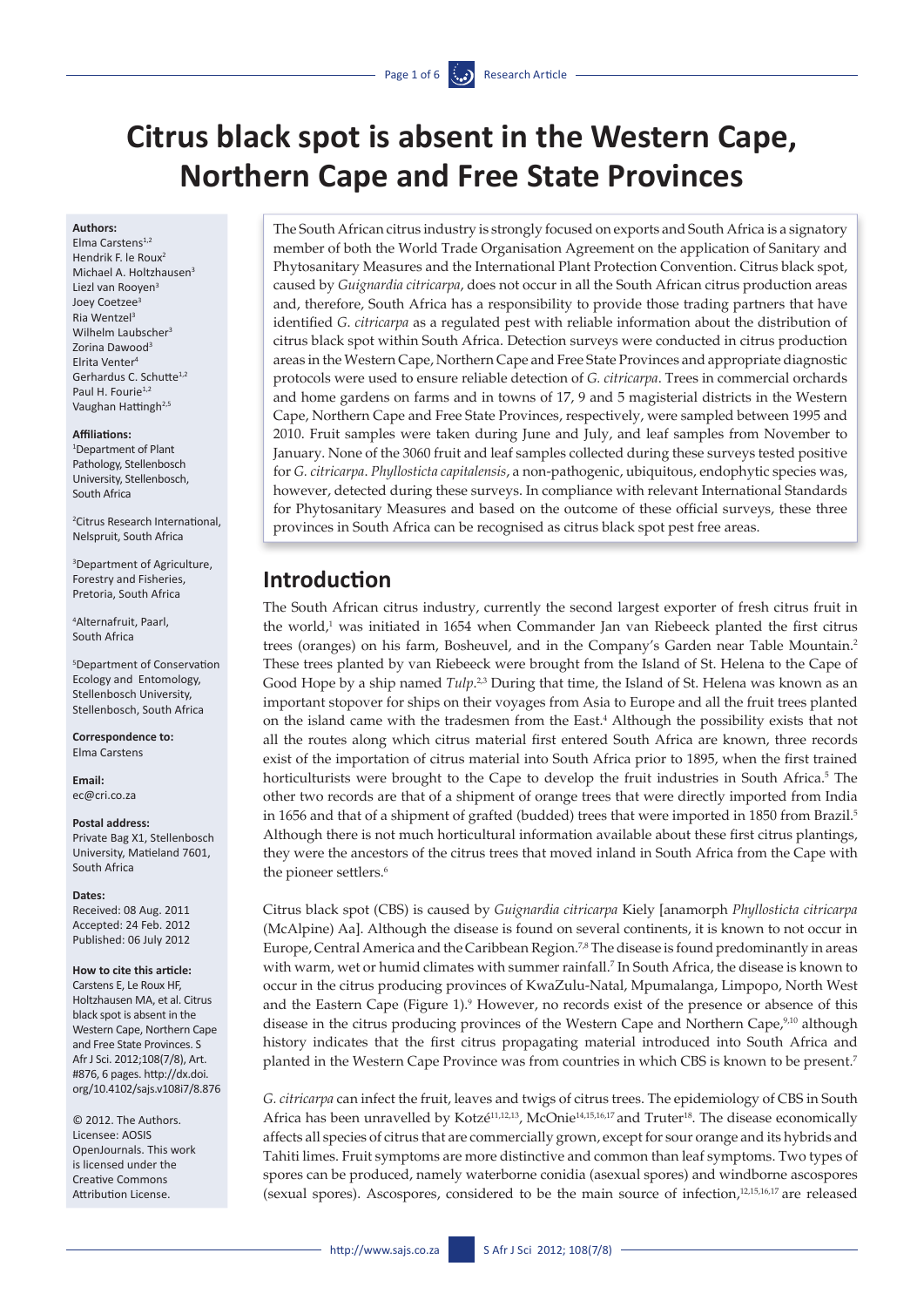# Citrus black spot is absent in the Western Cape, Northern Cape and Free State Provinces

**Authors:**
Elma Carstens[1,2]
Hendrik F. le Roux[2]
Michael A. Holtzhausen[3]
Liezl van Rooyen[3]
Joey Coetzee[3]
Ria Wentzel[3]
Wilhelm Laubscher[3]
Zorina Dawood[3]
Elrita Venter[4]
Gerhardus C. Schutte[1,2]
Paul H. Fourie[1,2]
Vaughan Hattingh[2,5]

**Affiliations:**
[1]Department of Plant Pathology, Stellenbosch University, Stellenbosch, South Africa

[2]Citrus Research International, Nelspruit, South Africa

[3]Department of Agriculture, Forestry and Fisheries, Pretoria, South Africa

[4]Alternafruit, Paarl, South Africa

[5]Department of Conservation Ecology and Entomology, Stellenbosch University, Stellenbosch, South Africa

**Correspondence to:**
Elma Carstens

**Email:**
ec@cri.co.za

**Postal address:**
Private Bag X1, Stellenbosch University, Matieland 7601, South Africa

**Dates:**
Received: 08 Aug. 2011
Accepted: 24 Feb. 2012
Published: 06 July 2012

**How to cite this article:**
Carstens E, Le Roux HF, Holtzhausen MA, et al. Citrus black spot is absent in the Western Cape, Northern Cape and Free State Provinces. S Afr J Sci. 2012;108(7/8), Art. #876, 6 pages. http://dx.doi.org/10.4102/sajs.v108i7/8.876

© 2012. The Authors. Licensee: AOSIS OpenJournals. This work is licensed under the Creative Commons Attribution License.

The South African citrus industry is strongly focused on exports and South Africa is a signatory member of both the World Trade Organisation Agreement on the application of Sanitary and Phytosanitary Measures and the International Plant Protection Convention. Citrus black spot, caused by *Guignardia citricarpa*, does not occur in all the South African citrus production areas and, therefore, South Africa has a responsibility to provide those trading partners that have identified *G. citricarpa* as a regulated pest with reliable information about the distribution of citrus black spot within South Africa. Detection surveys were conducted in citrus production areas in the Western Cape, Northern Cape and Free State Provinces and appropriate diagnostic protocols were used to ensure reliable detection of *G. citricarpa*. Trees in commercial orchards and home gardens on farms and in towns of 17, 9 and 5 magisterial districts in the Western Cape, Northern Cape and Free State Provinces, respectively, were sampled between 1995 and 2010. Fruit samples were taken during June and July, and leaf samples from November to January. None of the 3060 fruit and leaf samples collected during these surveys tested positive for *G. citricarpa*. *Phyllosticta capitalensis*, a non-pathogenic, ubiquitous, endophytic species was, however, detected during these surveys. In compliance with relevant International Standards for Phytosanitary Measures and based on the outcome of these official surveys, these three provinces in South Africa can be recognised as citrus black spot pest free areas.

## Introduction

The South African citrus industry, currently the second largest exporter of fresh citrus fruit in the world,[1] was initiated in 1654 when Commander Jan van Riebeeck planted the first citrus trees (oranges) on his farm, Bosheuvel, and in the Company's Garden near Table Mountain.[2] These trees planted by van Riebeeck were brought from the Island of St. Helena to the Cape of Good Hope by a ship named *Tulp*.[2,3] During that time, the Island of St. Helena was known as an important stopover for ships on their voyages from Asia to Europe and all the fruit trees planted on the island came with the tradesmen from the East.[4] Although the possibility exists that not all the routes along which citrus material first entered South Africa are known, three records exist of the importation of citrus material into South Africa prior to 1895, when the first trained horticulturists were brought to the Cape to develop the fruit industries in South Africa.[5] The other two records are that of a shipment of orange trees that were directly imported from India in 1656 and that of a shipment of grafted (budded) trees that were imported in 1850 from Brazil.[5] Although there is not much horticultural information available about these first citrus plantings, they were the ancestors of the citrus trees that moved inland in South Africa from the Cape with the pioneer settlers.[6]

Citrus black spot (CBS) is caused by *Guignardia citricarpa* Kiely [anamorph *Phyllosticta citricarpa* (McAlpine) Aa]. Although the disease is found on several continents, it is known to not occur in Europe, Central America and the Caribbean Region.[7,8] The disease is found predominantly in areas with warm, wet or humid climates with summer rainfall.[7] In South Africa, the disease is known to occur in the citrus producing provinces of KwaZulu-Natal, Mpumalanga, Limpopo, North West and the Eastern Cape (Figure 1).[9] However, no records exist of the presence or absence of this disease in the citrus producing provinces of the Western Cape and Northern Cape,[9,10] although history indicates that the first citrus propagating material introduced into South Africa and planted in the Western Cape Province was from countries in which CBS is known to be present.[7]

*G. citricarpa* can infect the fruit, leaves and twigs of citrus trees. The epidemiology of CBS in South Africa has been unravelled by Kotzé[11,12,13], McOnie[14,15,16,17] and Truter[18]. The disease economically affects all species of citrus that are commercially grown, except for sour orange and its hybrids and Tahiti limes. Fruit symptoms are more distinctive and common than leaf symptoms. Two types of spores can be produced, namely waterborne conidia (asexual spores) and windborne ascospores (sexual spores). Ascospores, considered to be the main source of infection,[12,15,16,17] are released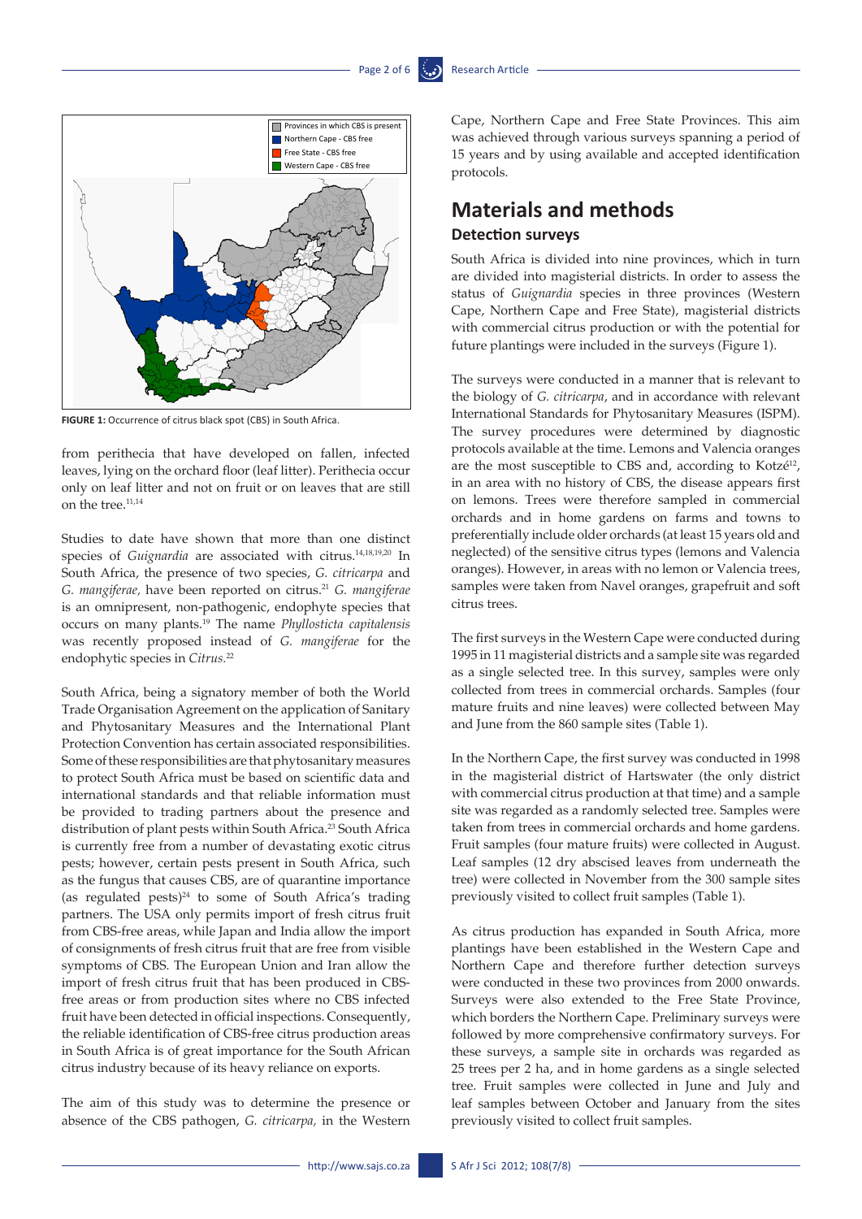Provinces in which CBS is present
Northern Cape - CBS free
Free State - CBS free
Western Cape - CBS free

**FIGURE 1:** Occurrence of citrus black spot (CBS) in South Africa.

from perithecia that have developed on fallen, infected leaves, lying on the orchard floor (leaf litter). Perithecia occur only on leaf litter and not on fruit or on leaves that are still on the tree.[11,14]

Studies to date have shown that more than one distinct species of *Guignardia* are associated with citrus.[14,18,19,20] In South Africa, the presence of two species, *G. citricarpa* and *G. mangiferae,* have been reported on citrus.[21] *G. mangiferae* is an omnipresent, non-pathogenic, endophyte species that occurs on many plants.[19] The name *Phyllosticta capitalensis* was recently proposed instead of *G. mangiferae* for the endophytic species in *Citrus.*[22]

South Africa, being a signatory member of both the World Trade Organisation Agreement on the application of Sanitary and Phytosanitary Measures and the International Plant Protection Convention has certain associated responsibilities. Some of these responsibilities are that phytosanitary measures to protect South Africa must be based on scientific data and international standards and that reliable information must be provided to trading partners about the presence and distribution of plant pests within South Africa.[23] South Africa is currently free from a number of devastating exotic citrus pests; however, certain pests present in South Africa, such as the fungus that causes CBS, are of quarantine importance (as regulated pests)[24] to some of South Africa's trading partners. The USA only permits import of fresh citrus fruit from CBS-free areas, while Japan and India allow the import of consignments of fresh citrus fruit that are free from visible symptoms of CBS. The European Union and Iran allow the import of fresh citrus fruit that has been produced in CBS-free areas or from production sites where no CBS infected fruit have been detected in official inspections. Consequently, the reliable identification of CBS-free citrus production areas in South Africa is of great importance for the South African citrus industry because of its heavy reliance on exports.

The aim of this study was to determine the presence or absence of the CBS pathogen, *G. citricarpa,* in the Western Cape, Northern Cape and Free State Provinces. This aim was achieved through various surveys spanning a period of 15 years and by using available and accepted identification protocols.

## Materials and methods

### Detection surveys

South Africa is divided into nine provinces, which in turn are divided into magisterial districts. In order to assess the status of *Guignardia* species in three provinces (Western Cape, Northern Cape and Free State), magisterial districts with commercial citrus production or with the potential for future plantings were included in the surveys (Figure 1).

The surveys were conducted in a manner that is relevant to the biology of *G. citricarpa*, and in accordance with relevant International Standards for Phytosanitary Measures (ISPM). The survey procedures were determined by diagnostic protocols available at the time. Lemons and Valencia oranges are the most susceptible to CBS and, according to Kotzé[12], in an area with no history of CBS, the disease appears first on lemons. Trees were therefore sampled in commercial orchards and in home gardens on farms and towns to preferentially include older orchards (at least 15 years old and neglected) of the sensitive citrus types (lemons and Valencia oranges). However, in areas with no lemon or Valencia trees, samples were taken from Navel oranges, grapefruit and soft citrus trees.

The first surveys in the Western Cape were conducted during 1995 in 11 magisterial districts and a sample site was regarded as a single selected tree. In this survey, samples were only collected from trees in commercial orchards. Samples (four mature fruits and nine leaves) were collected between May and June from the 860 sample sites (Table 1).

In the Northern Cape, the first survey was conducted in 1998 in the magisterial district of Hartswater (the only district with commercial citrus production at that time) and a sample site was regarded as a randomly selected tree. Samples were taken from trees in commercial orchards and home gardens. Fruit samples (four mature fruits) were collected in August. Leaf samples (12 dry abscised leaves from underneath the tree) were collected in November from the 300 sample sites previously visited to collect fruit samples (Table 1).

As citrus production has expanded in South Africa, more plantings have been established in the Western Cape and Northern Cape and therefore further detection surveys were conducted in these two provinces from 2000 onwards. Surveys were also extended to the Free State Province, which borders the Northern Cape. Preliminary surveys were followed by more comprehensive confirmatory surveys. For these surveys, a sample site in orchards was regarded as 25 trees per 2 ha, and in home gardens as a single selected tree. Fruit samples were collected in June and July and leaf samples between October and January from the sites previously visited to collect fruit samples.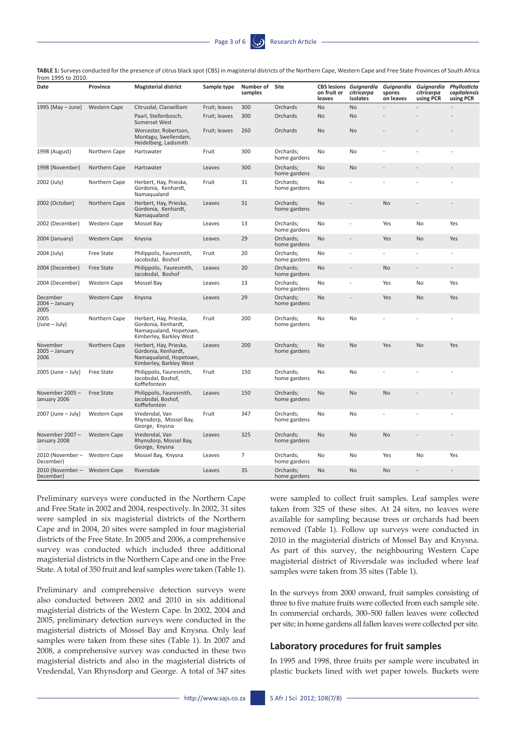**TABLE 1:** Surveys conducted for the presence of citrus black spot (CBS) in magisterial districts of the Northern Cape, Western Cape and Free State Provinces of South Africa from 1995 to 2010.

| Date | Province | Magisterial district | Sample type | Number of samples | Site | CBS lesions on fruit or leaves | *Guignardia citricarpa* isolates | *Guignardia* spores on leaves | *Guignardia citricarpa* using PCR | *Phyllosticta capitalensis* using PCR |
|---|---|---|---|---|---|---|---|---|---|---|
| 1995 (May – June) | Western Cape | Citrusdal, Clanwilliam | Fruit; leaves | 300 | Orchards | No | No | - | - | - |
| | | Paarl, Stellenbosch, Somerset West | Fruit; leaves | 300 | Orchards | No | No | - | - | - |
| | | Worcester, Robertson, Montagu, Swellendam, Heidelberg, Ladismith | Fruit; leaves | 260 | Orchards | No | No | - | - | - |
| 1998 (August) | Northern Cape | Hartswater | Fruit | 300 | Orchards; home gardens | No | No | - | - | - |
| 1998 (November) | Northern Cape | Hartswater | Leaves | 300 | Orchards; home gardens | No | No | - | - | - |
| 2002 (July) | Northern Cape | Herbert, Hay, Prieska, Gordonia, Kenhardt, Namaqualand | Fruit | 31 | Orchards; home gardens | No | - | - | - | - |
| 2002 (October) | Northern Cape | Herbert, Hay, Prieska, Gordonia, Kenhardt, Namaqualand | Leaves | 31 | Orchards; home gardens | No | - | No | - | - |
| 2002 (December) | Western Cape | Mossel Bay | Leaves | 13 | Orchards; home gardens | No | - | Yes | No | Yes |
| 2004 (January) | Western Cape | Knysna | Leaves | 29 | Orchards; home gardens | No | - | Yes | No | Yes |
| 2004 (July) | Free State | Philippolis, Fauresmith, Jacobsdal, Boshof | Fruit | 20 | Orchards; home gardens | No | - | - | - | - |
| 2004 (December) | Free State | Philippolis, Fauresmith, Jacobsdal, Boshof | Leaves | 20 | Orchards; home gardens | No | - | No | - | - |
| 2004 (December) | Western Cape | Mossel Bay | Leaves | 13 | Orchards; home gardens | No | - | Yes | No | Yes |
| December 2004 – January 2005 | Western Cape | Knysna | Leaves | 29 | Orchards; home gardens | No | - | Yes | No | Yes |
| 2005 (June – July) | Northern Cape | Herbert, Hay, Prieska, Gordonia, Kenhardt, Namaqualand, Hopetown, Kimberley, Barkley West | Fruit | 200 | Orchards; home gardens | No | No | - | - | - |
| November 2005 – January 2006 | Northern Cape | Herbert, Hay, Prieska, Gordonia, Kenhardt, Namaqualand, Hopetown, Kimberley, Barkley West | Leaves | 200 | Orchards; home gardens | No | No | Yes | No | Yes |
| 2005 (June – July) | Free State | Philippolis, Fauresmith, Jacobsdal, Boshof, Koffiefontein | Fruit | 150 | Orchards; home gardens | No | No | - | - | - |
| November 2005 – January 2006 | Free State | Philippolis, Fauresmith, Jacobsdal, Boshof, Koffiefontein | Leaves | 150 | Orchards; home gardens | No | No | No | - | - |
| 2007 (June – July) | Western Cape | Vredendal, Van Rhynsdorp, Mossel Bay, George, Knysna | Fruit | 347 | Orchards; home gardens | No | No | - | - | - |
| November 2007 – January 2008 | Western Cape | Vredendal, Van Rhynsdorp, Mossel Bay, George, Knysna | Leaves | 325 | Orchards; home gardens | No | No | No | - | - |
| 2010 (November – December) | Western Cape | Mossel Bay, Knysna | Leaves | 7 | Orchards; home gardens | No | No | Yes | No | Yes |
| 2010 (November – December) | Western Cape | Riversdale | Leaves | 35 | Orchards; home gardens | No | No | No | - | - |

Preliminary surveys were conducted in the Northern Cape and Free State in 2002 and 2004, respectively. In 2002, 31 sites were sampled in six magisterial districts of the Northern Cape and in 2004, 20 sites were sampled in four magisterial districts of the Free State. In 2005 and 2006, a comprehensive survey was conducted which included three additional magisterial districts in the Northern Cape and one in the Free State. A total of 350 fruit and leaf samples were taken (Table 1).

Preliminary and comprehensive detection surveys were also conducted between 2002 and 2010 in six additional magisterial districts of the Western Cape. In 2002, 2004 and 2005, preliminary detection surveys were conducted in the magisterial districts of Mossel Bay and Knysna. Only leaf samples were taken from these sites (Table 1). In 2007 and 2008, a comprehensive survey was conducted in these two magisterial districts and also in the magisterial districts of Vredendal, Van Rhynsdorp and George. A total of 347 sites were sampled to collect fruit samples. Leaf samples were taken from 325 of these sites. At 24 sites, no leaves were available for sampling because trees or orchards had been removed (Table 1). Follow up surveys were conducted in 2010 in the magisterial districts of Mossel Bay and Knysna. As part of this survey, the neighbouring Western Cape magisterial district of Riversdale was included where leaf samples were taken from 35 sites (Table 1).

In the surveys from 2000 onward, fruit samples consisting of three to five mature fruits were collected from each sample site. In commercial orchards, 300–500 fallen leaves were collected per site; in home gardens all fallen leaves were collected per site.

## Laboratory procedures for fruit samples

In 1995 and 1998, three fruits per sample were incubated in plastic buckets lined with wet paper towels. Buckets were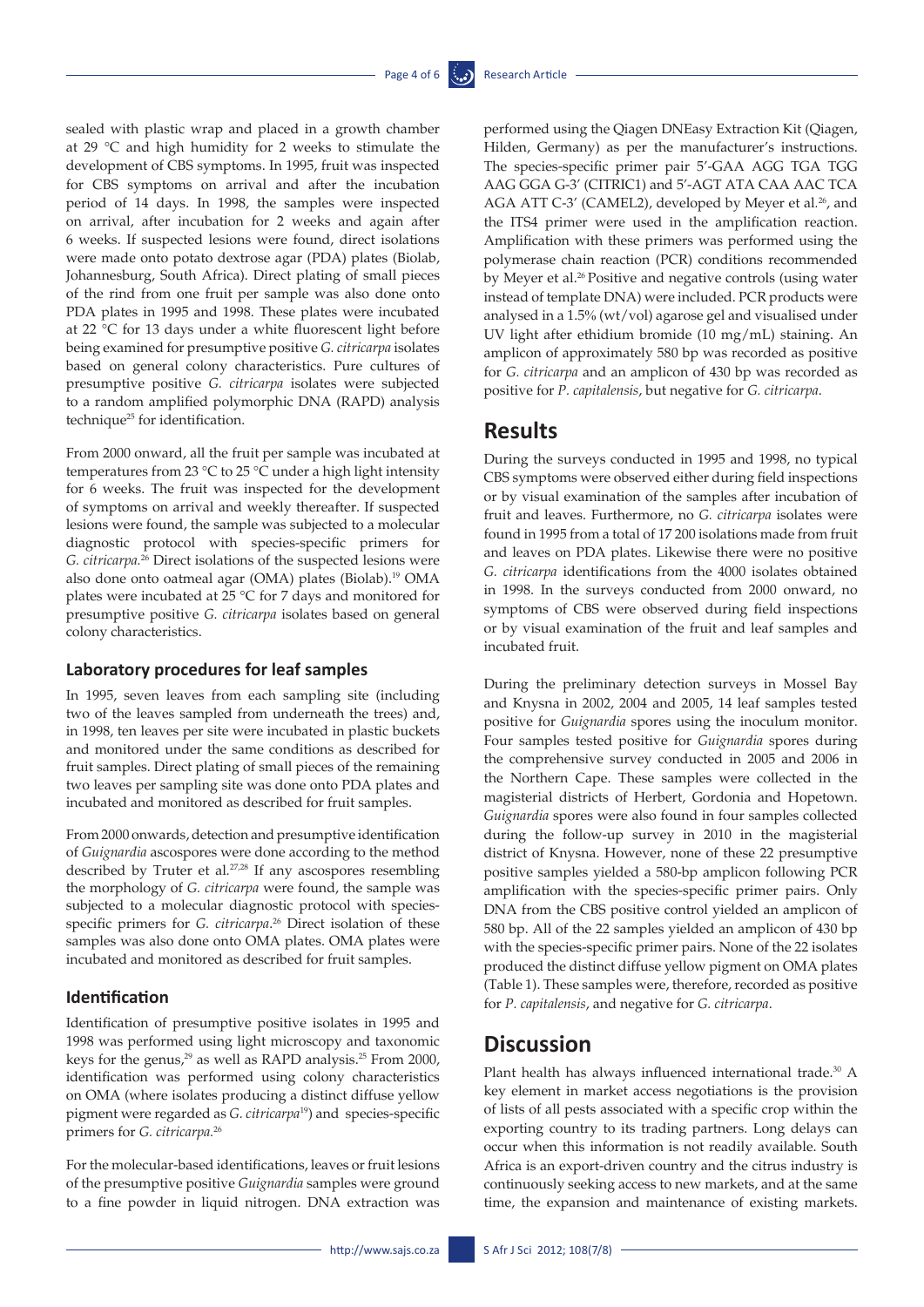sealed with plastic wrap and placed in a growth chamber at 29 °C and high humidity for 2 weeks to stimulate the development of CBS symptoms. In 1995, fruit was inspected for CBS symptoms on arrival and after the incubation period of 14 days. In 1998, the samples were inspected on arrival, after incubation for 2 weeks and again after 6 weeks. If suspected lesions were found, direct isolations were made onto potato dextrose agar (PDA) plates (Biolab, Johannesburg, South Africa). Direct plating of small pieces of the rind from one fruit per sample was also done onto PDA plates in 1995 and 1998. These plates were incubated at 22 °C for 13 days under a white fluorescent light before being examined for presumptive positive *G. citricarpa* isolates based on general colony characteristics. Pure cultures of presumptive positive *G. citricarpa* isolates were subjected to a random amplified polymorphic DNA (RAPD) analysis technique[25] for identification.

From 2000 onward, all the fruit per sample was incubated at temperatures from 23 °C to 25 °C under a high light intensity for 6 weeks. The fruit was inspected for the development of symptoms on arrival and weekly thereafter. If suspected lesions were found, the sample was subjected to a molecular diagnostic protocol with species-specific primers for *G. citricarpa*.[26] Direct isolations of the suspected lesions were also done onto oatmeal agar (OMA) plates (Biolab).[19] OMA plates were incubated at 25 °C for 7 days and monitored for presumptive positive *G. citricarpa* isolates based on general colony characteristics.

### Laboratory procedures for leaf samples

In 1995, seven leaves from each sampling site (including two of the leaves sampled from underneath the trees) and, in 1998, ten leaves per site were incubated in plastic buckets and monitored under the same conditions as described for fruit samples. Direct plating of small pieces of the remaining two leaves per sampling site was done onto PDA plates and incubated and monitored as described for fruit samples.

From 2000 onwards, detection and presumptive identification of *Guignardia* ascospores were done according to the method described by Truter et al.[27,28] If any ascospores resembling the morphology of *G. citricarpa* were found, the sample was subjected to a molecular diagnostic protocol with species-specific primers for *G. citricarpa*.[26] Direct isolation of these samples was also done onto OMA plates. OMA plates were incubated and monitored as described for fruit samples.

### Identification

Identification of presumptive positive isolates in 1995 and 1998 was performed using light microscopy and taxonomic keys for the genus,[29] as well as RAPD analysis.[25] From 2000, identification was performed using colony characteristics on OMA (where isolates producing a distinct diffuse yellow pigment were regarded as *G. citricarpa*[19]) and species-specific primers for *G. citricarpa*.[26]

For the molecular-based identifications, leaves or fruit lesions of the presumptive positive *Guignardia* samples were ground to a fine powder in liquid nitrogen. DNA extraction was performed using the Qiagen DNEasy Extraction Kit (Qiagen, Hilden, Germany) as per the manufacturer's instructions. The species-specific primer pair 5′-GAA AGG TGA TGG AAG GGA G-3′ (CITRIC1) and 5′-AGT ATA CAA AAC TCA AGA ATT C-3′ (CAMEL2), developed by Meyer et al.[26], and the ITS4 primer were used in the amplification reaction. Amplification with these primers was performed using the polymerase chain reaction (PCR) conditions recommended by Meyer et al.[26] Positive and negative controls (using water instead of template DNA) were included. PCR products were analysed in a 1.5% (wt/vol) agarose gel and visualised under UV light after ethidium bromide (10 mg/mL) staining. An amplicon of approximately 580 bp was recorded as positive for *G. citricarpa* and an amplicon of 430 bp was recorded as positive for *P. capitalensis*, but negative for *G. citricarpa*.

## Results

During the surveys conducted in 1995 and 1998, no typical CBS symptoms were observed either during field inspections or by visual examination of the samples after incubation of fruit and leaves. Furthermore, no *G. citricarpa* isolates were found in 1995 from a total of 17 200 isolations made from fruit and leaves on PDA plates. Likewise there were no positive *G. citricarpa* identifications from the 4000 isolates obtained in 1998. In the surveys conducted from 2000 onward, no symptoms of CBS were observed during field inspections or by visual examination of the fruit and leaf samples and incubated fruit.

During the preliminary detection surveys in Mossel Bay and Knysna in 2002, 2004 and 2005, 14 leaf samples tested positive for *Guignardia* spores using the inoculum monitor. Four samples tested positive for *Guignardia* spores during the comprehensive survey conducted in 2005 and 2006 in the Northern Cape. These samples were collected in the magisterial districts of Herbert, Gordonia and Hopetown. *Guignardia* spores were also found in four samples collected during the follow-up survey in 2010 in the magisterial district of Knysna. However, none of these 22 presumptive positive samples yielded a 580-bp amplicon following PCR amplification with the species-specific primer pairs. Only DNA from the CBS positive control yielded an amplicon of 580 bp. All of the 22 samples yielded an amplicon of 430 bp with the species-specific primer pairs. None of the 22 isolates produced the distinct diffuse yellow pigment on OMA plates (Table 1). These samples were, therefore, recorded as positive for *P. capitalensis*, and negative for *G. citricarpa*.

## Discussion

Plant health has always influenced international trade.[30] A key element in market access negotiations is the provision of lists of all pests associated with a specific crop within the exporting country to its trading partners. Long delays can occur when this information is not readily available. South Africa is an export-driven country and the citrus industry is continuously seeking access to new markets, and at the same time, the expansion and maintenance of existing markets.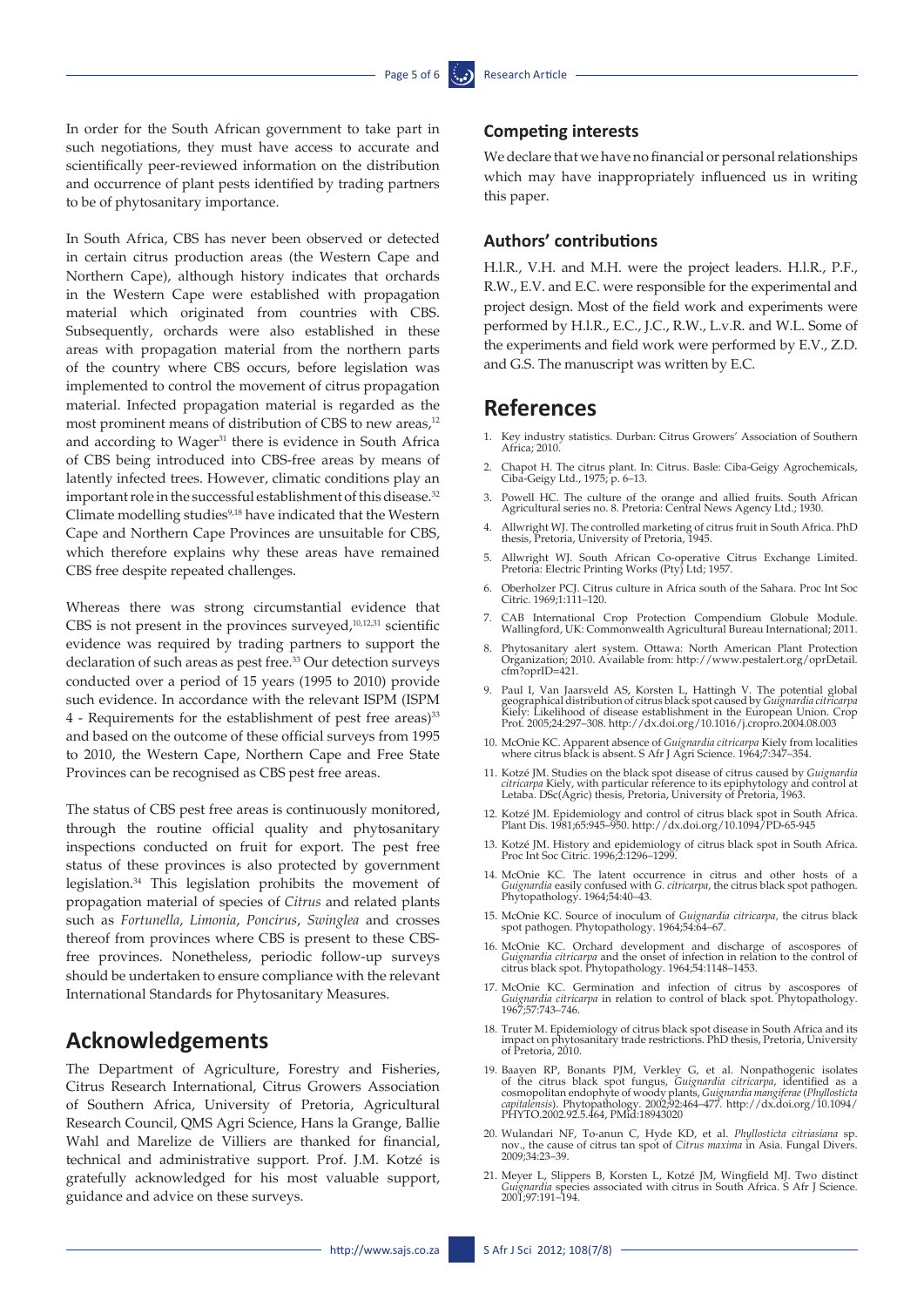In order for the South African government to take part in such negotiations, they must have access to accurate and scientifically peer-reviewed information on the distribution and occurrence of plant pests identified by trading partners to be of phytosanitary importance.

In South Africa, CBS has never been observed or detected in certain citrus production areas (the Western Cape and Northern Cape), although history indicates that orchards in the Western Cape were established with propagation material which originated from countries with CBS. Subsequently, orchards were also established in these areas with propagation material from the northern parts of the country where CBS occurs, before legislation was implemented to control the movement of citrus propagation material. Infected propagation material is regarded as the most prominent means of distribution of CBS to new areas,[12] and according to Wager[31] there is evidence in South Africa of CBS being introduced into CBS-free areas by means of latently infected trees. However, climatic conditions play an important role in the successful establishment of this disease.[32] Climate modelling studies[9,18] have indicated that the Western Cape and Northern Cape Provinces are unsuitable for CBS, which therefore explains why these areas have remained CBS free despite repeated challenges.

Whereas there was strong circumstantial evidence that CBS is not present in the provinces surveyed,[10,12,31] scientific evidence was required by trading partners to support the declaration of such areas as pest free.[33] Our detection surveys conducted over a period of 15 years (1995 to 2010) provide such evidence. In accordance with the relevant ISPM (ISPM 4 - Requirements for the establishment of pest free areas)[33] and based on the outcome of these official surveys from 1995 to 2010, the Western Cape, Northern Cape and Free State Provinces can be recognised as CBS pest free areas.

The status of CBS pest free areas is continuously monitored, through the routine official quality and phytosanitary inspections conducted on fruit for export. The pest free status of these provinces is also protected by government legislation.[34] This legislation prohibits the movement of propagation material of species of *Citrus* and related plants such as *Fortunella*, *Limonia*, *Poncirus*, *Swinglea* and crosses thereof from provinces where CBS is present to these CBS-free provinces. Nonetheless, periodic follow-up surveys should be undertaken to ensure compliance with the relevant International Standards for Phytosanitary Measures.

# Acknowledgements

The Department of Agriculture, Forestry and Fisheries, Citrus Research International, Citrus Growers Association of Southern Africa, University of Pretoria, Agricultural Research Council, QMS Agri Science, Hans la Grange, Ballie Wahl and Marelize de Villiers are thanked for financial, technical and administrative support. Prof. J.M. Kotzé is gratefully acknowledged for his most valuable support, guidance and advice on these surveys.

## Competing interests

We declare that we have no financial or personal relationships which may have inappropriately influenced us in writing this paper.

## Authors' contributions

H.l.R., V.H. and M.H. were the project leaders. H.l.R., P.F., R.W., E.V. and E.C. were responsible for the experimental and project design. Most of the field work and experiments were performed by H.l.R., E.C., J.C., R.W., L.v.R. and W.L. Some of the experiments and field work were performed by E.V., Z.D. and G.S. The manuscript was written by E.C.

# References

1. Key industry statistics. Durban: Citrus Growers' Association of Southern Africa; 2010.
2. Chapot H. The citrus plant. In: Citrus. Basle: Ciba-Geigy Agrochemicals, Ciba-Geigy Ltd., 1975; p. 6–13.
3. Powell HC. The culture of the orange and allied fruits. South African Agricultural series no. 8. Pretoria: Central News Agency Ltd.; 1930.
4. Allwright WJ. The controlled marketing of citrus fruit in South Africa. PhD thesis, Pretoria, University of Pretoria, 1945.
5. Allwright WJ. South African Co-operative Citrus Exchange Limited. Pretoria: Electric Printing Works (Pty) Ltd; 1957.
6. Oberholzer PCJ. Citrus culture in Africa south of the Sahara. Proc Int Soc Citric. 1969;1:111–120.
7. CAB International Crop Protection Compendium Globule Module. Wallingford, UK: Commonwealth Agricultural Bureau International; 2011.
8. Phytosanitary alert system. Ottawa: North American Plant Protection Organization; 2010. Available from: http://www.pestalert.org/oprDetail.cfm?oprID=421.
9. Paul I, Van Jaarsveld AS, Korsten L, Hattingh V. The potential global geographical distribution of citrus black spot caused by *Guignardia citricarpa* Kiely: Likelihood of disease establishment in the European Union. Crop Prot. 2005;24:297–308. http://dx.doi.org/10.1016/j.cropro.2004.08.003
10. McOnie KC. Apparent absence of *Guignardia citricarpa* Kiely from localities where citrus black is absent. S Afr J Agri Science. 1964;7:347–354.
11. Kotzé JM. Studies on the black spot disease of citrus caused by *Guignardia citricarpa* Kiely, with particular reference to its epiphytology and control at Letaba. DSc(Agric) thesis, Pretoria, University of Pretoria, 1963.
12. Kotzé JM. Epidemiology and control of citrus black spot in South Africa. Plant Dis. 1981;65:945–950. http://dx.doi.org/10.1094/PD-65-945
13. Kotzé JM. History and epidemiology of citrus black spot in South Africa. Proc Int Soc Citric. 1996;2:1296–1299.
14. McOnie KC. The latent occurrence in citrus and other hosts of a *Guignardia* easily confused with *G. citricarpa*, the citrus black spot pathogen. Phytopathology. 1964;54:40–43.
15. McOnie KC. Source of inoculum of *Guignardia citricarpa,* the citrus black spot pathogen. Phytopathology. 1964;54:64–67.
16. McOnie KC. Orchard development and discharge of ascospores of *Guignardia citricarpa* and the onset of infection in relation to the control of citrus black spot. Phytopathology. 1964;54:1148–1453.
17. McOnie KC. Germination and infection of citrus by ascospores of *Guignardia citricarpa* in relation to control of black spot. Phytopathology. 1967;57:743–746.
18. Truter M. Epidemiology of citrus black spot disease in South Africa and its impact on phytosanitary trade restrictions. PhD thesis, Pretoria, University of Pretoria, 2010.
19. Baayen RP, Bonants PJM, Verkley G, et al. Nonpathogenic isolates of the citrus black spot fungus, *Guignardia citricarpa*, identified as a cosmopolitan endophyte of woody plants, *Guignardia mangiferae* (*Phyllosticta capitalensis*). Phytopathology. 2002;92:464–477. http://dx.doi.org/10.1094/PHYTO.2002.92.5.464, PMid:18943020
20. Wulandari NF, To-anun C, Hyde KD, et al. *Phyllosticta citriasiana* sp. nov., the cause of citrus tan spot of *Citrus maxima* in Asia. Fungal Divers. 2009;34:23–39.
21. Meyer L, Slippers B, Korsten L, Kotzé JM, Wingfield MJ. Two distinct *Guignardia* species associated with citrus in South Africa. S Afr J Science. 2001;97:191–194.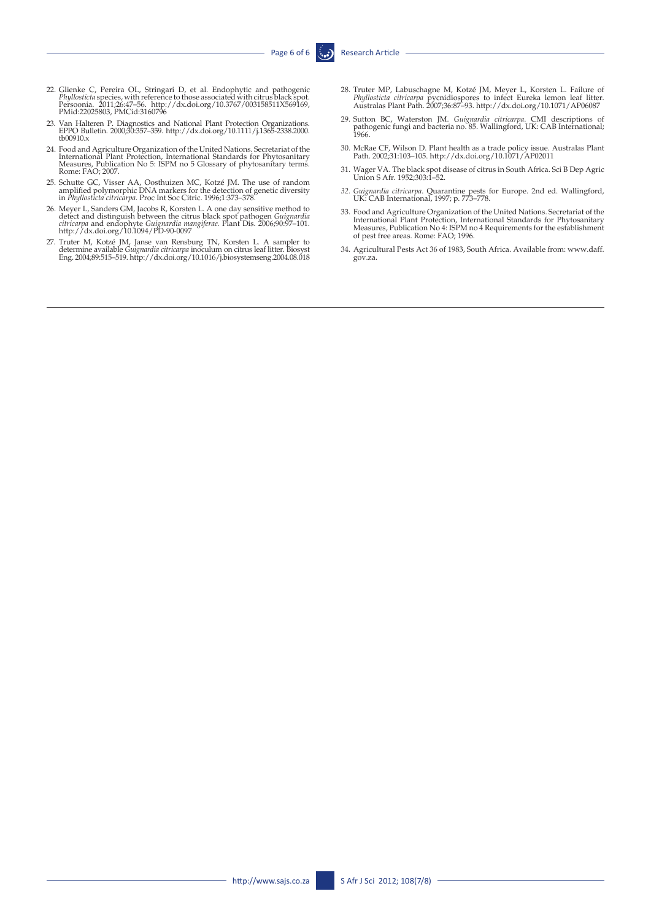22. Glienke C, Pereira OL, Stringari D, et al. Endophytic and pathogenic *Phyllosticta* species, with reference to those associated with citrus black spot. Persoonia. 2011;26:47–56. http://dx.doi.org/10.3767/003158511X569169, PMid:22025803, PMCid:3160796

23. Van Halteren P. Diagnostics and National Plant Protection Organizations. EPPO Bulletin. 2000;30:357–359. http://dx.doi.org/10.1111/j.1365-2338.2000.tb00910.x

24. Food and Agriculture Organization of the United Nations. Secretariat of the International Plant Protection, International Standards for Phytosanitary Measures, Publication No 5: ISPM no 5 Glossary of phytosanitary terms. Rome: FAO; 2007.

25. Schutte GC, Visser AA, Oosthuizen MC, Kotzé JM. The use of random amplified polymorphic DNA markers for the detection of genetic diversity in *Phyllosticta citricarpa*. Proc Int Soc Citric. 1996;1:373–378.

26. Meyer L, Sanders GM, Jacobs R, Korsten L. A one day sensitive method to detect and distinguish between the citrus black spot pathogen *Guignardia citricarpa* and endophyte *Guignardia mangiferae*. Plant Dis. 2006;90:97–101. http://dx.doi.org/10.1094/PD-90-0097

27. Truter M, Kotzé JM, Janse van Rensburg TN, Korsten L. A sampler to determine available *Guignardia citricarpa* inoculum on citrus leaf litter. Biosyst Eng. 2004;89:515–519. http://dx.doi.org/10.1016/j.biosystemseng.2004.08.018

28. Truter MP, Labuschagne M, Kotzé JM, Meyer L, Korsten L. Failure of *Phyllosticta citricarpa* pycnidiospores to infect Eureka lemon leaf litter. Australas Plant Path. 2007;36:87–93. http://dx.doi.org/10.1071/AP06087

29. Sutton BC, Waterston JM. *Guignardia citricarpa*. CMI descriptions of pathogenic fungi and bacteria no. 85. Wallingford, UK: CAB International; 1966.

30. McRae CF, Wilson D. Plant health as a trade policy issue. Australas Plant Path. 2002;31:103–105. http://dx.doi.org/10.1071/AP02011

31. Wager VA. The black spot disease of citrus in South Africa. Sci B Dep Agric Union S Afr. 1952;303:1–52.

32. *Guignardia citricarpa*. Quarantine pests for Europe. 2nd ed. Wallingford, UK: CAB International, 1997; p. 773–778.

33. Food and Agriculture Organization of the United Nations. Secretariat of the International Plant Protection, International Standards for Phytosanitary Measures, Publication No 4: ISPM no 4 Requirements for the establishment of pest free areas. Rome: FAO; 1996.

34. Agricultural Pests Act 36 of 1983, South Africa. Available from: www.daff.gov.za.